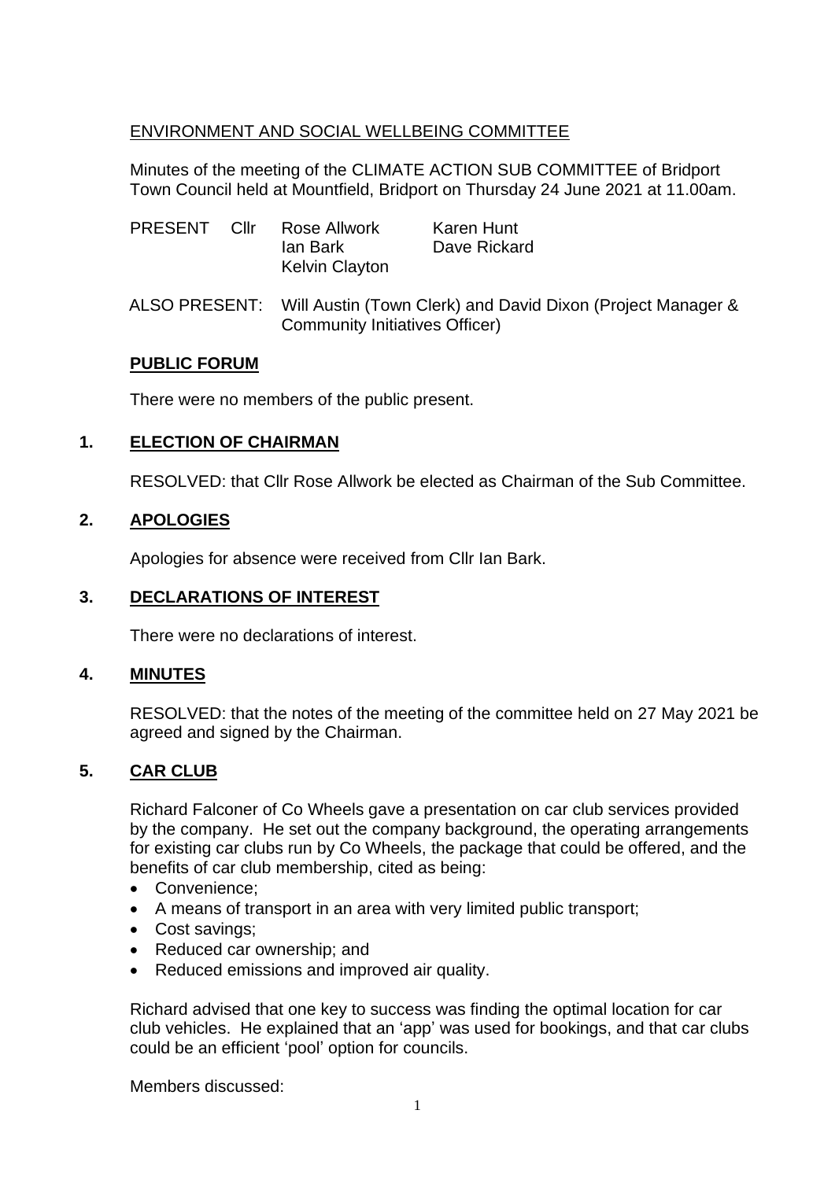ENVIRONMENT AND SOCIAL WELLBEING COMMITTEE

Minutes of the meeting of the CLIMATE ACTION SUB COMMITTEE of Bridport Town Council held at Mountfield, Bridport on Thursday 24 June 2021 at 11.00am.

PRESENT Cllr Rose Allwork, Ian Bark, Kelvin Clayton, Karen Hunt, Dave Rickard

ALSO PRESENT: Will Austin (Town Clerk) and David Dixon (Project Manager & Community Initiatives Officer)

## PUBLIC FORUM

There were no members of the public present.

## 1. ELECTION OF CHAIRMAN

RESOLVED: that Cllr Rose Allwork be elected as Chairman of the Sub Committee.

## 2. APOLOGIES

Apologies for absence were received from Cllr Ian Bark.

## 3. DECLARATIONS OF INTEREST

There were no declarations of interest.

## 4. MINUTES

RESOLVED: that the notes of the meeting of the committee held on 27 May 2021 be agreed and signed by the Chairman.

## 5. CAR CLUB

Richard Falconer of Co Wheels gave a presentation on car club services provided by the company. He set out the company background, the operating arrangements for existing car clubs run by Co Wheels, the package that could be offered, and the benefits of car club membership, cited as being:

- Convenience;
- A means of transport in an area with very limited public transport;
- Cost savings;
- Reduced car ownership; and
- Reduced emissions and improved air quality.

Richard advised that one key to success was finding the optimal location for car club vehicles. He explained that an 'app' was used for bookings, and that car clubs could be an efficient 'pool' option for councils.

Members discussed: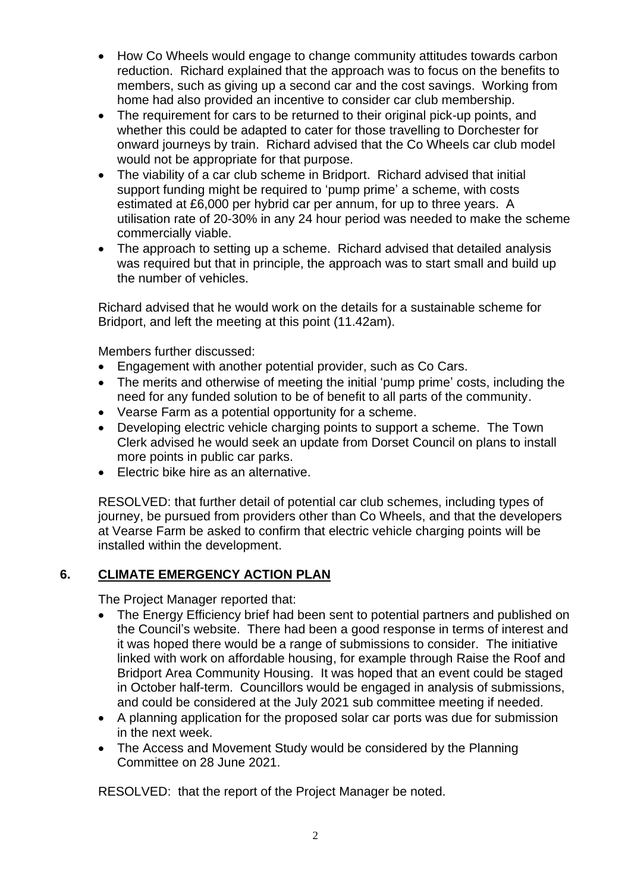- How Co Wheels would engage to change community attitudes towards carbon reduction. Richard explained that the approach was to focus on the benefits to members, such as giving up a second car and the cost savings. Working from home had also provided an incentive to consider car club membership.
- The requirement for cars to be returned to their original pick-up points, and whether this could be adapted to cater for those travelling to Dorchester for onward journeys by train. Richard advised that the Co Wheels car club model would not be appropriate for that purpose.
- The viability of a car club scheme in Bridport. Richard advised that initial support funding might be required to 'pump prime' a scheme, with costs estimated at £6,000 per hybrid car per annum, for up to three years. A utilisation rate of 20-30% in any 24 hour period was needed to make the scheme commercially viable.
- The approach to setting up a scheme. Richard advised that detailed analysis was required but that in principle, the approach was to start small and build up the number of vehicles.

Richard advised that he would work on the details for a sustainable scheme for Bridport, and left the meeting at this point (11.42am).

Members further discussed:

- Engagement with another potential provider, such as Co Cars.
- The merits and otherwise of meeting the initial 'pump prime' costs, including the need for any funded solution to be of benefit to all parts of the community.
- Vearse Farm as a potential opportunity for a scheme.
- Developing electric vehicle charging points to support a scheme. The Town Clerk advised he would seek an update from Dorset Council on plans to install more points in public car parks.
- Electric bike hire as an alternative.

RESOLVED: that further detail of potential car club schemes, including types of journey, be pursued from providers other than Co Wheels, and that the developers at Vearse Farm be asked to confirm that electric vehicle charging points will be installed within the development.

## 6. CLIMATE EMERGENCY ACTION PLAN

The Project Manager reported that:

- The Energy Efficiency brief had been sent to potential partners and published on the Council's website. There had been a good response in terms of interest and it was hoped there would be a range of submissions to consider. The initiative linked with work on affordable housing, for example through Raise the Roof and Bridport Area Community Housing. It was hoped that an event could be staged in October half-term. Councillors would be engaged in analysis of submissions, and could be considered at the July 2021 sub committee meeting if needed.
- A planning application for the proposed solar car ports was due for submission in the next week.
- The Access and Movement Study would be considered by the Planning Committee on 28 June 2021.

RESOLVED: that the report of the Project Manager be noted.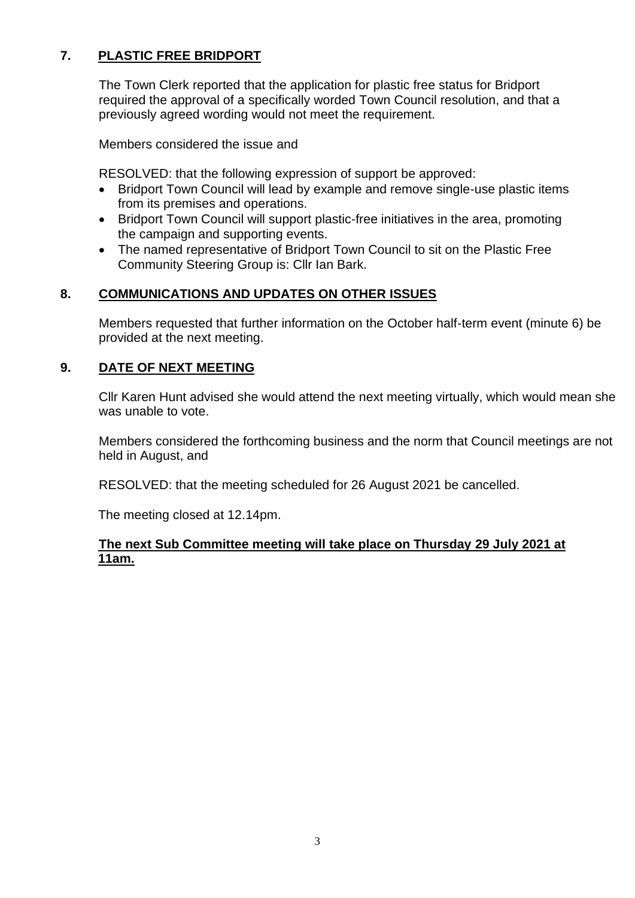## 7. PLASTIC FREE BRIDPORT

The Town Clerk reported that the application for plastic free status for Bridport required the approval of a specifically worded Town Council resolution, and that a previously agreed wording would not meet the requirement.

Members considered the issue and

RESOLVED: that the following expression of support be approved:

- Bridport Town Council will lead by example and remove single-use plastic items from its premises and operations.
- Bridport Town Council will support plastic-free initiatives in the area, promoting the campaign and supporting events.
- The named representative of Bridport Town Council to sit on the Plastic Free Community Steering Group is: Cllr Ian Bark.

## 8. COMMUNICATIONS AND UPDATES ON OTHER ISSUES

Members requested that further information on the October half-term event (minute 6) be provided at the next meeting.

## 9. DATE OF NEXT MEETING

Cllr Karen Hunt advised she would attend the next meeting virtually, which would mean she was unable to vote.

Members considered the forthcoming business and the norm that Council meetings are not held in August, and

RESOLVED: that the meeting scheduled for 26 August 2021 be cancelled.

The meeting closed at 12.14pm.

**The next Sub Committee meeting will take place on Thursday 29 July 2021 at 11am.**